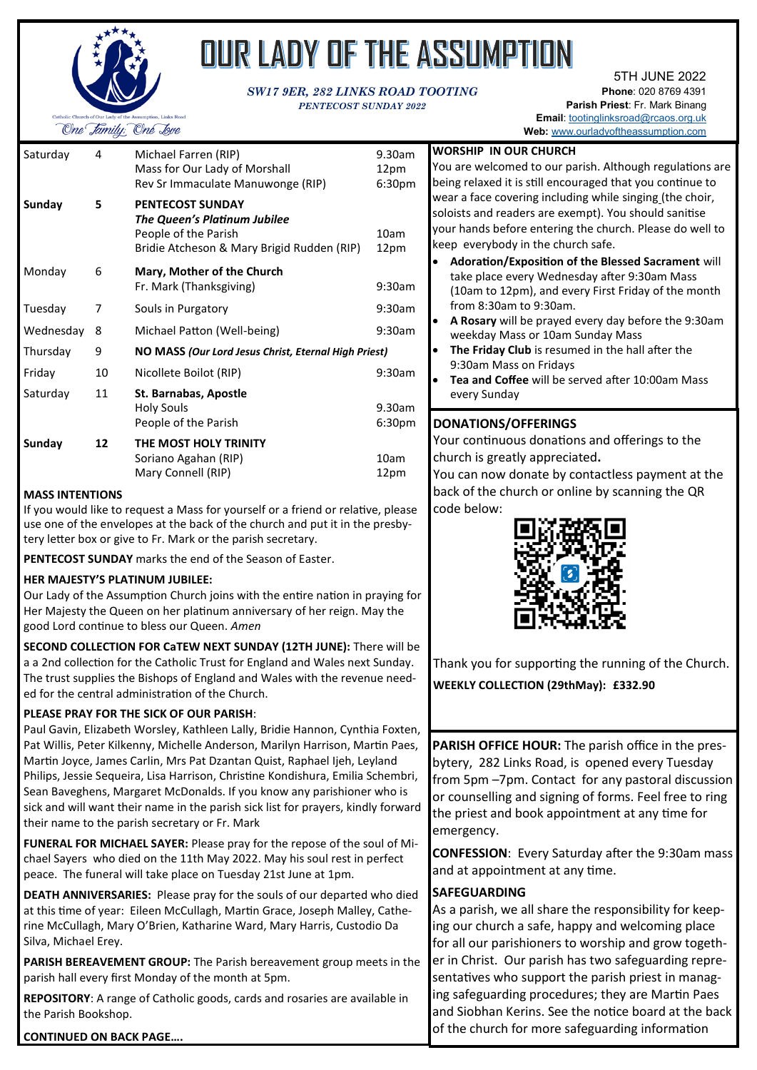# OUR LADY OF THE ASSUMPTION

Catholic Church of Our Lady of the Assumption, Links Road

*One Family, One Love*

***SW17 9ER, 282 LINKS ROAD TOOTING***

***PENTECOST SUNDAY 2022***

5TH JUNE 2022

**Phone**: 020 8769 4391

**Parish Priest**: Fr. Mark Binang

**Email**: tootinglinksroad@rcaos.org.uk

**Web:** www.ourladyoftheassumption.com

| Day | Date | Intention | Time |
|---|---|---|---|
| Saturday | 4 | Michael Farren (RIP)<br>Mass for Our Lady of Morshall<br>Rev Sr Immaculate Manuwonge (RIP) | 9.30am<br>12pm<br>6:30pm |
| **Sunday** | **5** | **PENTECOST SUNDAY**<br>***The Queen's Platinum Jubilee***<br>People of the Parish<br>Bridie Atcheson & Mary Brigid Rudden (RIP) | <br><br>10am<br>12pm |
| Monday | 6 | **Mary, Mother of the Church**<br>Fr. Mark (Thanksgiving) | <br>9:30am |
| Tuesday | 7 | Souls in Purgatory | 9:30am |
| Wednesday | 8 | Michael Patton (Well-being) | 9:30am |
| Thursday | 9 | **NO MASS *(Our Lord Jesus Christ, Eternal High Priest)*** | |
| Friday | 10 | Nicollete Boilot (RIP) | 9:30am |
| Saturday | 11 | **St. Barnabas, Apostle**<br>Holy Souls<br>People of the Parish | <br>9.30am<br>6:30pm |
| **Sunday** | **12** | **THE MOST HOLY TRINITY**<br>Soriano Agahan (RIP)<br>Mary Connell (RIP) | <br>10am<br>12pm |

**MASS INTENTIONS**

If you would like to request a Mass for yourself or a friend or relative, please use one of the envelopes at the back of the church and put it in the presbytery letter box or give to Fr. Mark or the parish secretary.

**PENTECOST SUNDAY** marks the end of the Season of Easter.

**HER MAJESTY'S PLATINUM JUBILEE:**

Our Lady of the Assumption Church joins with the entire nation in praying for Her Majesty the Queen on her platinum anniversary of her reign. May the good Lord continue to bless our Queen. *Amen*

**SECOND COLLECTION FOR CaTEW NEXT SUNDAY (12TH JUNE):** There will be a a 2nd collection for the Catholic Trust for England and Wales next Sunday. The trust supplies the Bishops of England and Wales with the revenue needed for the central administration of the Church.

**PLEASE PRAY FOR THE SICK OF OUR PARISH**:

Paul Gavin, Elizabeth Worsley, Kathleen Lally, Bridie Hannon, Cynthia Foxten, Pat Willis, Peter Kilkenny, Michelle Anderson, Marilyn Harrison, Martin Paes, Martin Joyce, James Carlin, Mrs Pat Dzantan Quist, Raphael Ijeh, Leyland Philips, Jessie Sequeira, Lisa Harrison, Christine Kondishura, Emilia Schembri, Sean Baveghens, Margaret McDonalds. If you know any parishioner who is sick and will want their name in the parish sick list for prayers, kindly forward their name to the parish secretary or Fr. Mark

**FUNERAL FOR MICHAEL SAYER:** Please pray for the repose of the soul of Michael Sayers who died on the 11th May 2022. May his soul rest in perfect peace. The funeral will take place on Tuesday 21st June at 1pm.

**DEATH ANNIVERSARIES:** Please pray for the souls of our departed who died at this time of year: Eileen McCullagh, Martin Grace, Joseph Malley, Catherine McCullagh, Mary O'Brien, Katharine Ward, Mary Harris, Custodio Da Silva, Michael Erey.

**PARISH BEREAVEMENT GROUP:** The Parish bereavement group meets in the parish hall every first Monday of the month at 5pm.

**REPOSITORY**: A range of Catholic goods, cards and rosaries are available in the Parish Bookshop.

**CONTINUED ON BACK PAGE….**

**WORSHIP IN OUR CHURCH**

You are welcomed to our parish. Although regulations are being relaxed it is still encouraged that you continue to wear a face covering including while singing (the choir, soloists and readers are exempt). You should sanitise your hands before entering the church. Please do well to keep everybody in the church safe.

- **Adoration/Exposition of the Blessed Sacrament** will take place every Wednesday after 9:30am Mass (10am to 12pm), and every First Friday of the month from 8:30am to 9:30am.
- **A Rosary** will be prayed every day before the 9:30am weekday Mass or 10am Sunday Mass
- **The Friday Club** is resumed in the hall after the 9:30am Mass on Fridays
- **Tea and Coffee** will be served after 10:00am Mass every Sunday

**DONATIONS/OFFERINGS**

Your continuous donations and offerings to the church is greatly appreciated**.**

You can now donate by contactless payment at the back of the church or online by scanning the QR code below:

Thank you for supporting the running of the Church.

**WEEKLY COLLECTION (29thMay): £332.90**

**PARISH OFFICE HOUR:** The parish office in the presbytery, 282 Links Road, is opened every Tuesday from 5pm –7pm. Contact for any pastoral discussion or counselling and signing of forms. Feel free to ring the priest and book appointment at any time for emergency.

**CONFESSION**: Every Saturday after the 9:30am mass and at appointment at any time.

**SAFEGUARDING**

As a parish, we all share the responsibility for keeping our church a safe, happy and welcoming place for all our parishioners to worship and grow together in Christ. Our parish has two safeguarding representatives who support the parish priest in managing safeguarding procedures; they are Martin Paes and Siobhan Kerins. See the notice board at the back of the church for more safeguarding information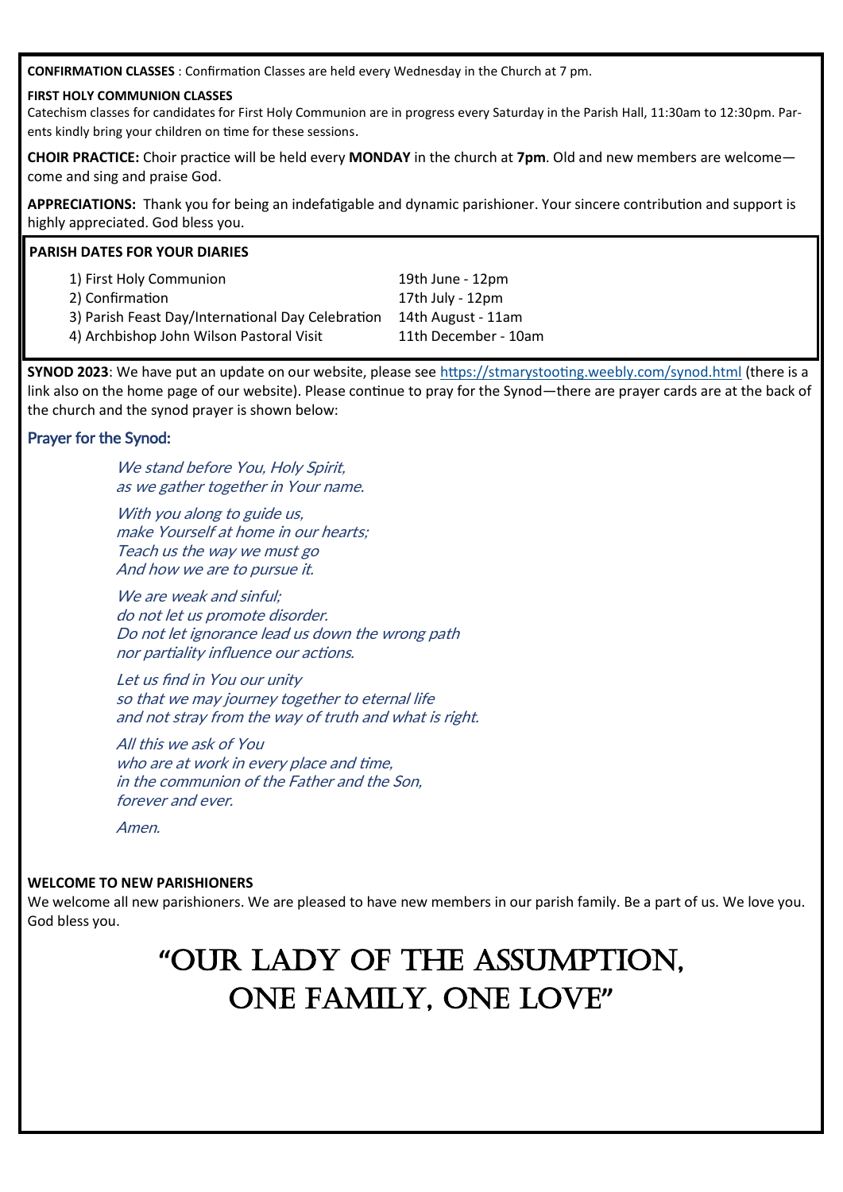**CONFIRMATION CLASSES** : Confirmation Classes are held every Wednesday in the Church at 7 pm.

**FIRST HOLY COMMUNION CLASSES**

Catechism classes for candidates for First Holy Communion are in progress every Saturday in the Parish Hall, 11:30am to 12:30pm. Parents kindly bring your children on time for these sessions.

**CHOIR PRACTICE:** Choir practice will be held every **MONDAY** in the church at **7pm**. Old and new members are welcome—come and sing and praise God.

**APPRECIATIONS:** Thank you for being an indefatigable and dynamic parishioner. Your sincere contribution and support is highly appreciated. God bless you.

**PARISH DATES FOR YOUR DIARIES**

| | |
|---|---|
| 1) First Holy Communion | 19th June - 12pm |
| 2) Confirmation | 17th July - 12pm |
| 3) Parish Feast Day/International Day Celebration | 14th August - 11am |
| 4) Archbishop John Wilson Pastoral Visit | 11th December - 10am |

**SYNOD 2023**: We have put an update on our website, please see https://stmarystooting.weebly.com/synod.html (there is a link also on the home page of our website). Please continue to pray for the Synod—there are prayer cards are at the back of the church and the synod prayer is shown below:

### Prayer for the Synod:

*We stand before You, Holy Spirit,*
*as we gather together in Your name.*

*With you along to guide us,*
*make Yourself at home in our hearts;*
*Teach us the way we must go*
*And how we are to pursue it.*

*We are weak and sinful;*
*do not let us promote disorder.*
*Do not let ignorance lead us down the wrong path*
*nor partiality influence our actions.*

*Let us find in You our unity*
*so that we may journey together to eternal life*
*and not stray from the way of truth and what is right.*

*All this we ask of You*
*who are at work in every place and time,*
*in the communion of the Father and the Son,*
*forever and ever.*

*Amen.*

**WELCOME TO NEW PARISHIONERS**

We welcome all new parishioners. We are pleased to have new members in our parish family. Be a part of us. We love you. God bless you.

# "OUR LADY OF THE ASSUMPTION, ONE FAMILY, ONE LOVE"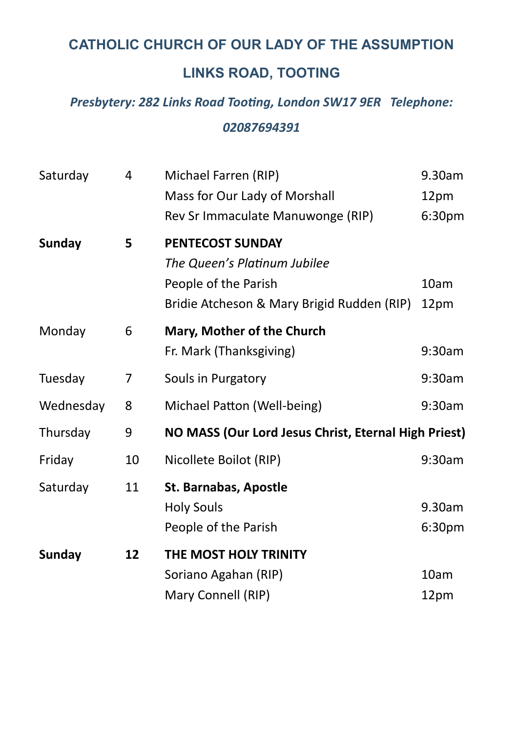## CATHOLIC CHURCH OF OUR LADY OF THE ASSUMPTION

## LINKS ROAD, TOOTING

***Presbytery: 282 Links Road Tooting, London SW17 9ER   Telephone: 02087694391***

| | | | |
|---|---|---|---|
| Saturday | 4 | Michael Farren (RIP) | 9.30am |
| | | Mass for Our Lady of Morshall | 12pm |
| | | Rev Sr Immaculate Manuwonge (RIP) | 6:30pm |
| **Sunday** | **5** | **PENTECOST SUNDAY** | |
| | | *The Queen's Platinum Jubilee* | |
| | | People of the Parish | 10am |
| | | Bridie Atcheson & Mary Brigid Rudden (RIP) | 12pm |
| Monday | 6 | **Mary, Mother of the Church** | |
| | | Fr. Mark (Thanksgiving) | 9:30am |
| Tuesday | 7 | Souls in Purgatory | 9:30am |
| Wednesday | 8 | Michael Patton (Well-being) | 9:30am |
| Thursday | 9 | **NO MASS (Our Lord Jesus Christ, Eternal High Priest)** | |
| Friday | 10 | Nicollete Boilot (RIP) | 9:30am |
| Saturday | 11 | **St. Barnabas, Apostle** | |
| | | Holy Souls | 9.30am |
| | | People of the Parish | 6:30pm |
| **Sunday** | **12** | **THE MOST HOLY TRINITY** | |
| | | Soriano Agahan (RIP) | 10am |
| | | Mary Connell (RIP) | 12pm |